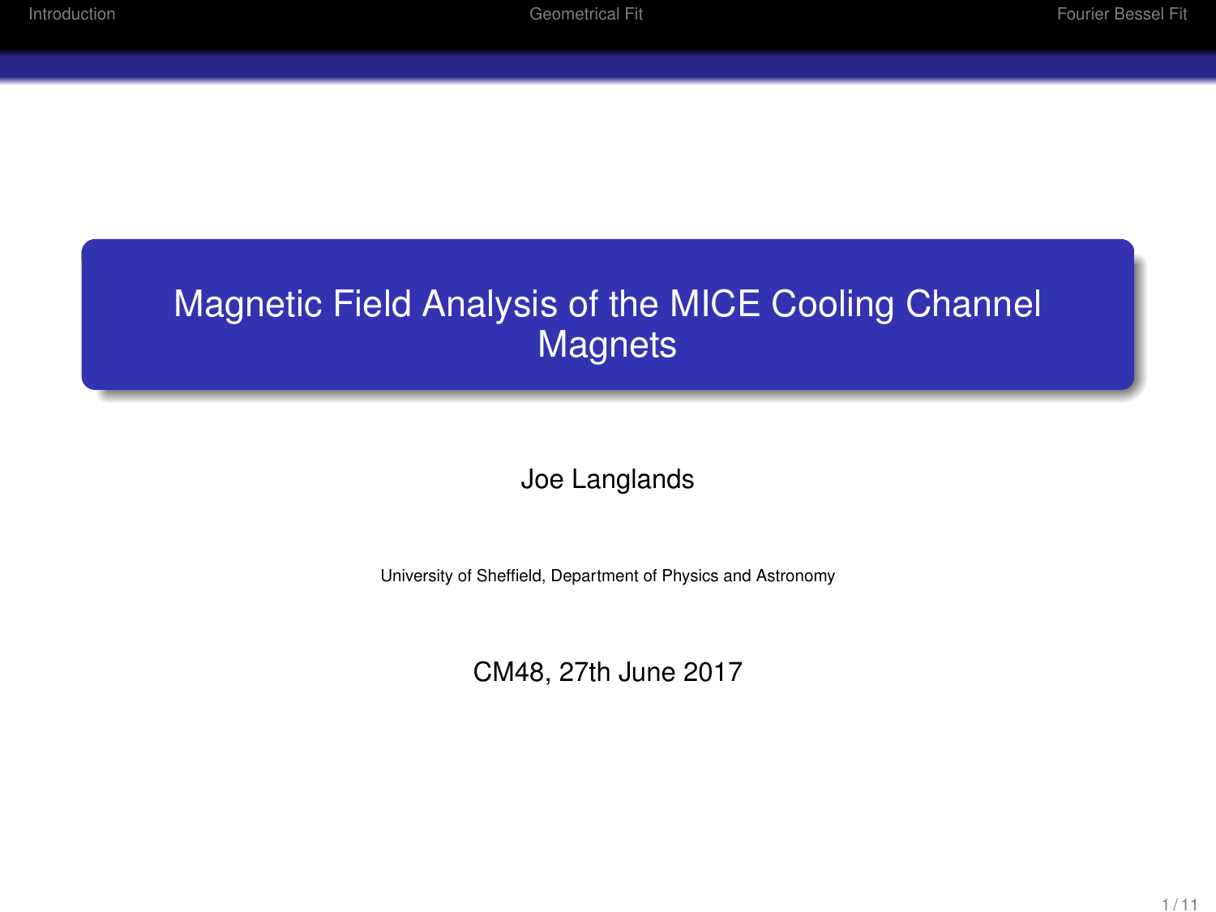# Magnetic Field Analysis of the MICE Cooling Channel Magnets

Joe Langlands

University of Sheffield, Department of Physics and Astronomy

CM48, 27th June 2017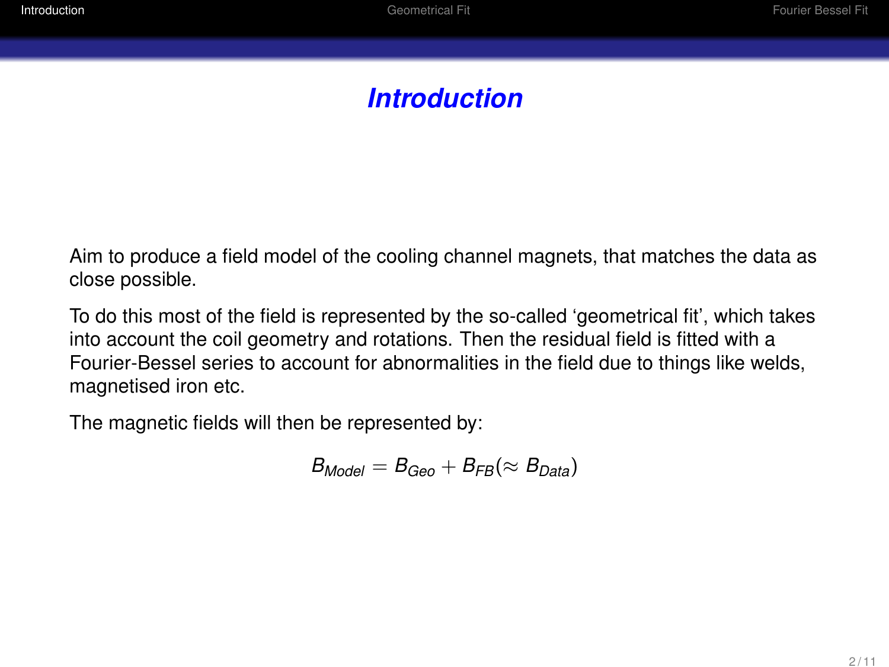# *Introduction*

Aim to produce a field model of the cooling channel magnets, that matches the data as close possible.

To do this most of the field is represented by the so-called ‘geometrical fit’, which takes into account the coil geometry and rotations. Then the residual field is fitted with a Fourier-Bessel series to account for abnormalities in the field due to things like welds, magnetised iron etc.

The magnetic fields will then be represented by:

$$B_{Model} = B_{Geo} + B_{FB} (\approx B_{Data})$$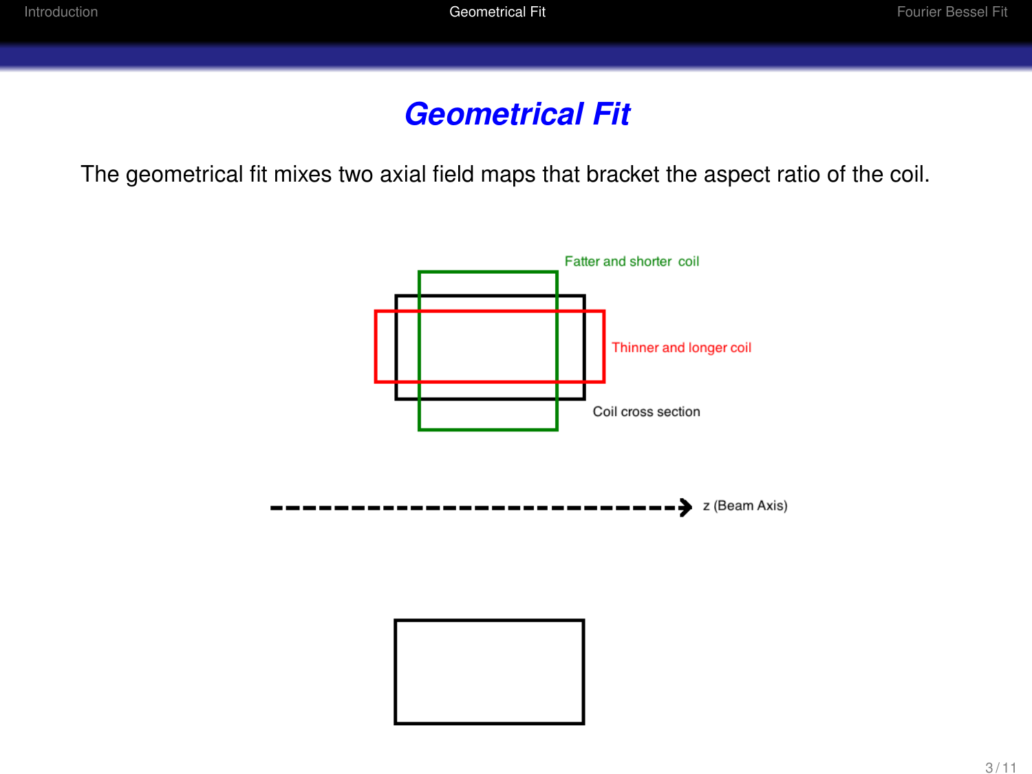# Geometrical Fit

The geometrical fit mixes two axial field maps that bracket the aspect ratio of the coil.

Fatter and shorter coil

Thinner and longer coil

Coil cross section

z (Beam Axis)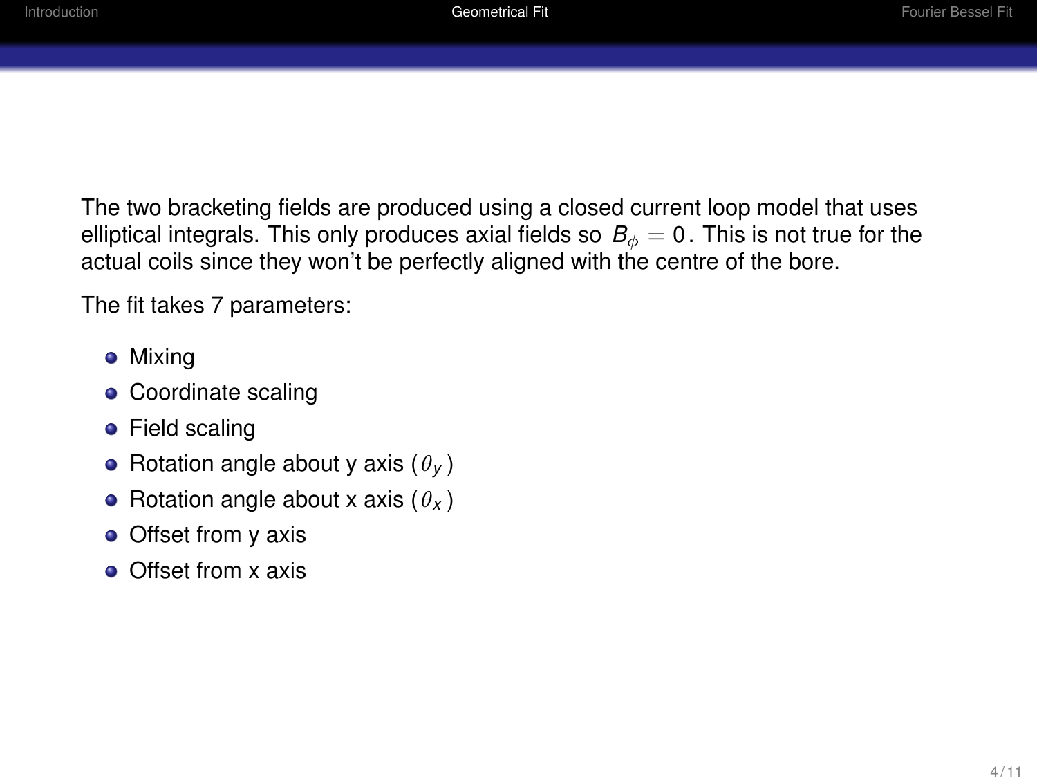The two bracketing fields are produced using a closed current loop model that uses elliptical integrals. This only produces axial fields so $B_{\phi} = 0$. This is not true for the actual coils since they won't be perfectly aligned with the centre of the bore.

The fit takes 7 parameters:

- Mixing
- Coordinate scaling
- Field scaling
- Rotation angle about y axis ($\theta_y$)
- Rotation angle about x axis ($\theta_x$)
- Offset from y axis
- Offset from x axis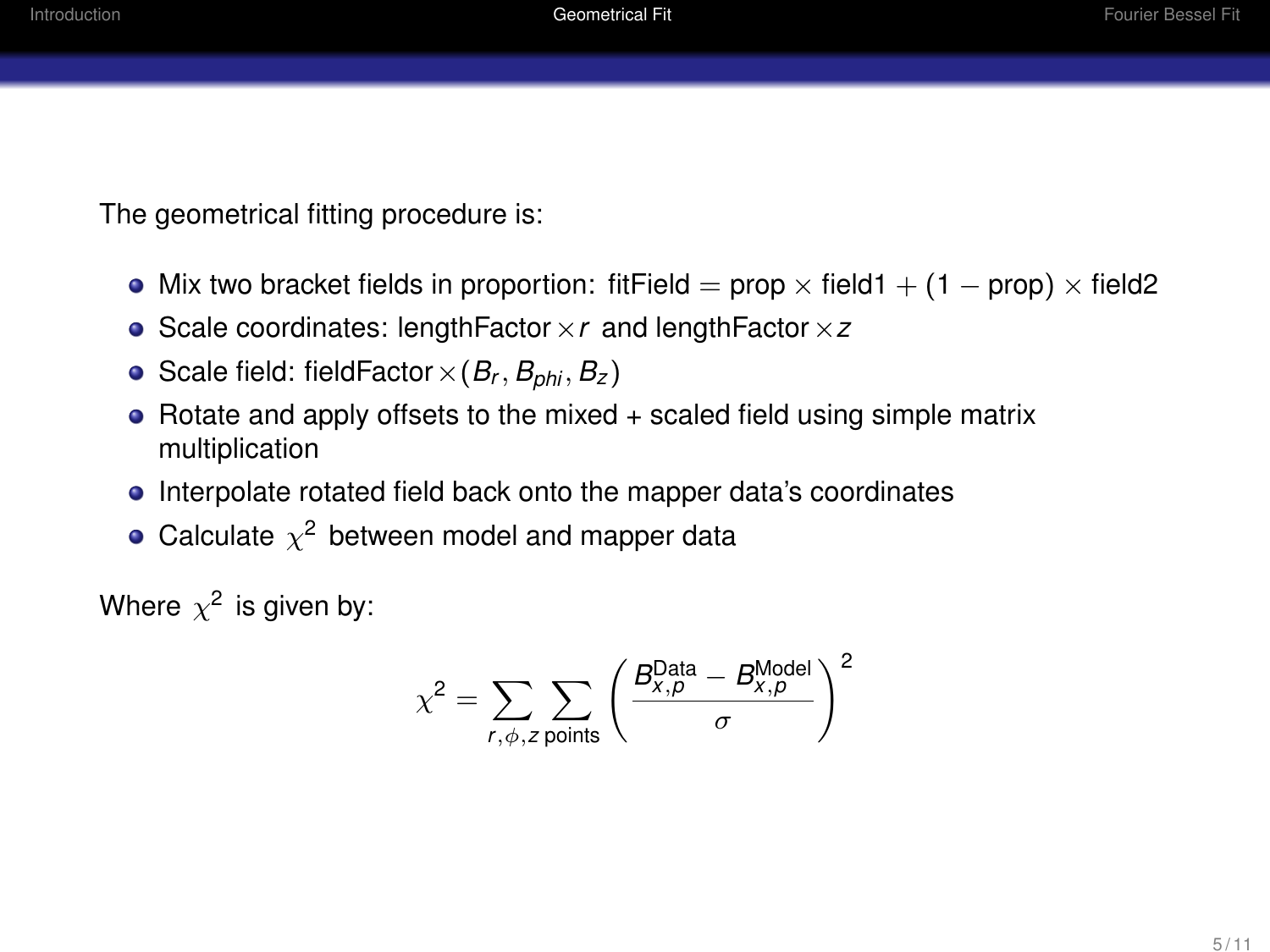The geometrical fitting procedure is:

- Mix two bracket fields in proportion: $\text{fitField} = \text{prop} \times \text{field1} + (1 - \text{prop}) \times \text{field2}$
- Scale coordinates: $\text{lengthFactor} \times r$ and $\text{lengthFactor} \times z$
- Scale field: $\text{fieldFactor} \times (B_r, B_{phi}, B_z)$
- Rotate and apply offsets to the mixed + scaled field using simple matrix multiplication
- Interpolate rotated field back onto the mapper data's coordinates
- Calculate $\chi^2$ between model and mapper data

Where $\chi^2$ is given by:

$$\chi^2 = \sum_{r,\phi,z} \sum_{\text{points}} \left( \frac{B_{x,p}^{\text{Data}} - B_{x,p}^{\text{Model}}}{\sigma} \right)^2$$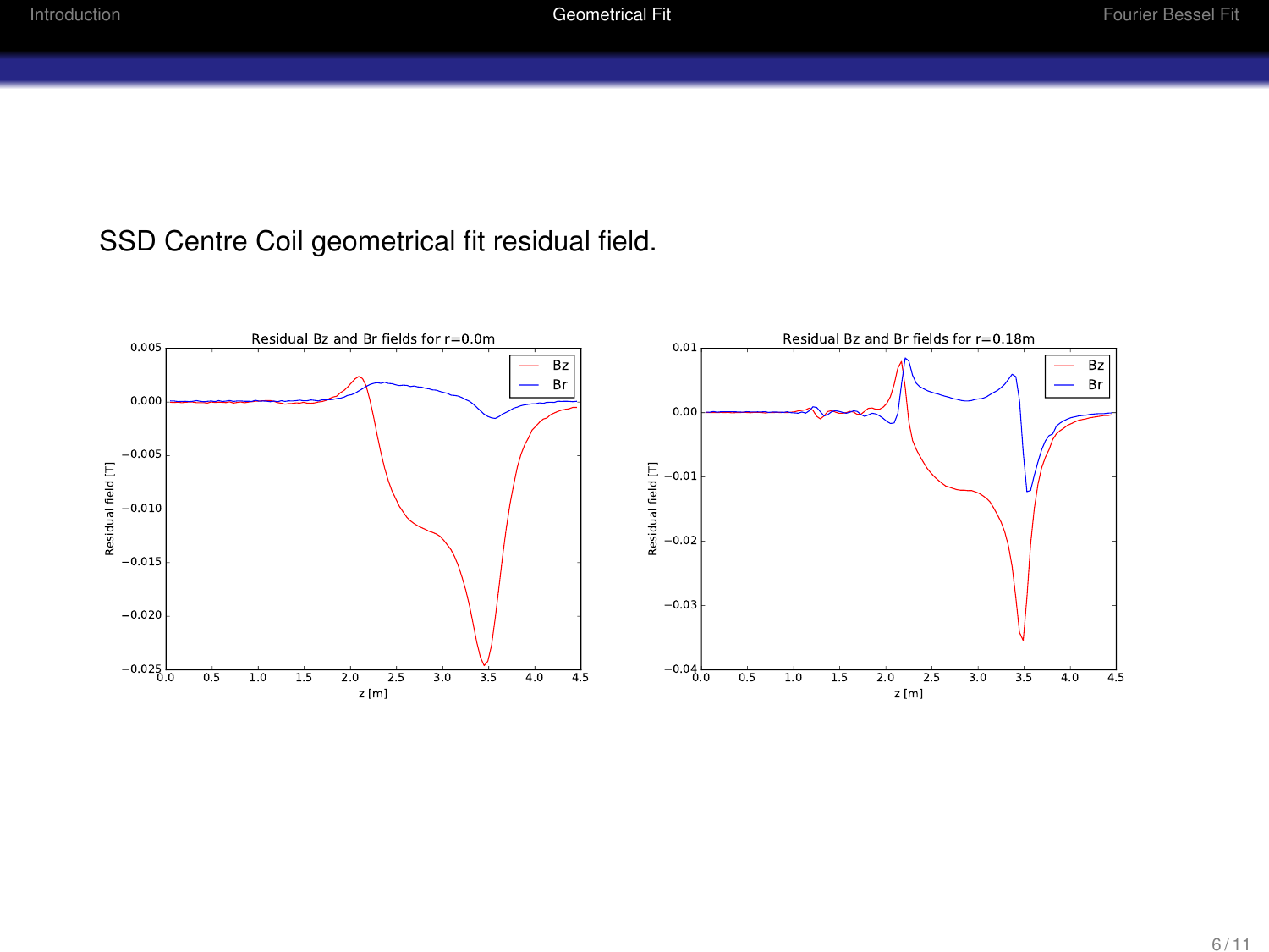SSD Centre Coil geometrical fit residual field.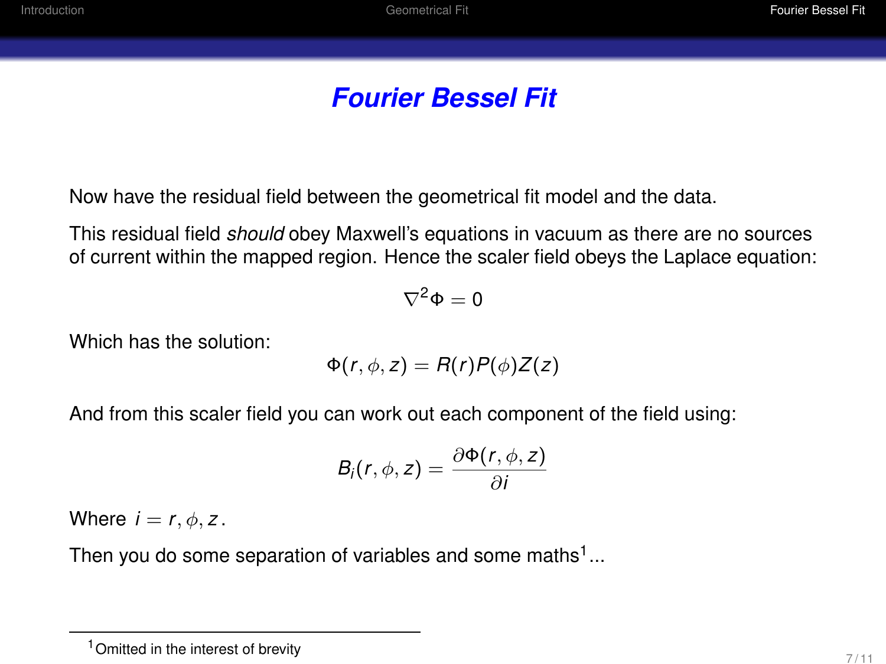# Fourier Bessel Fit

Now have the residual field between the geometrical fit model and the data.

This residual field *should* obey Maxwell's equations in vacuum as there are no sources of current within the mapped region. Hence the scaler field obeys the Laplace equation:

$$\nabla^2 \Phi = 0$$

Which has the solution:

$$\Phi(r, \phi, z) = R(r)P(\phi)Z(z)$$

And from this scaler field you can work out each component of the field using:

$$B_i(r, \phi, z) = \frac{\partial \Phi(r, \phi, z)}{\partial i}$$

Where $i = r, \phi, z$.

Then you do some separation of variables and some maths[1]...

---

[1] Omitted in the interest of brevity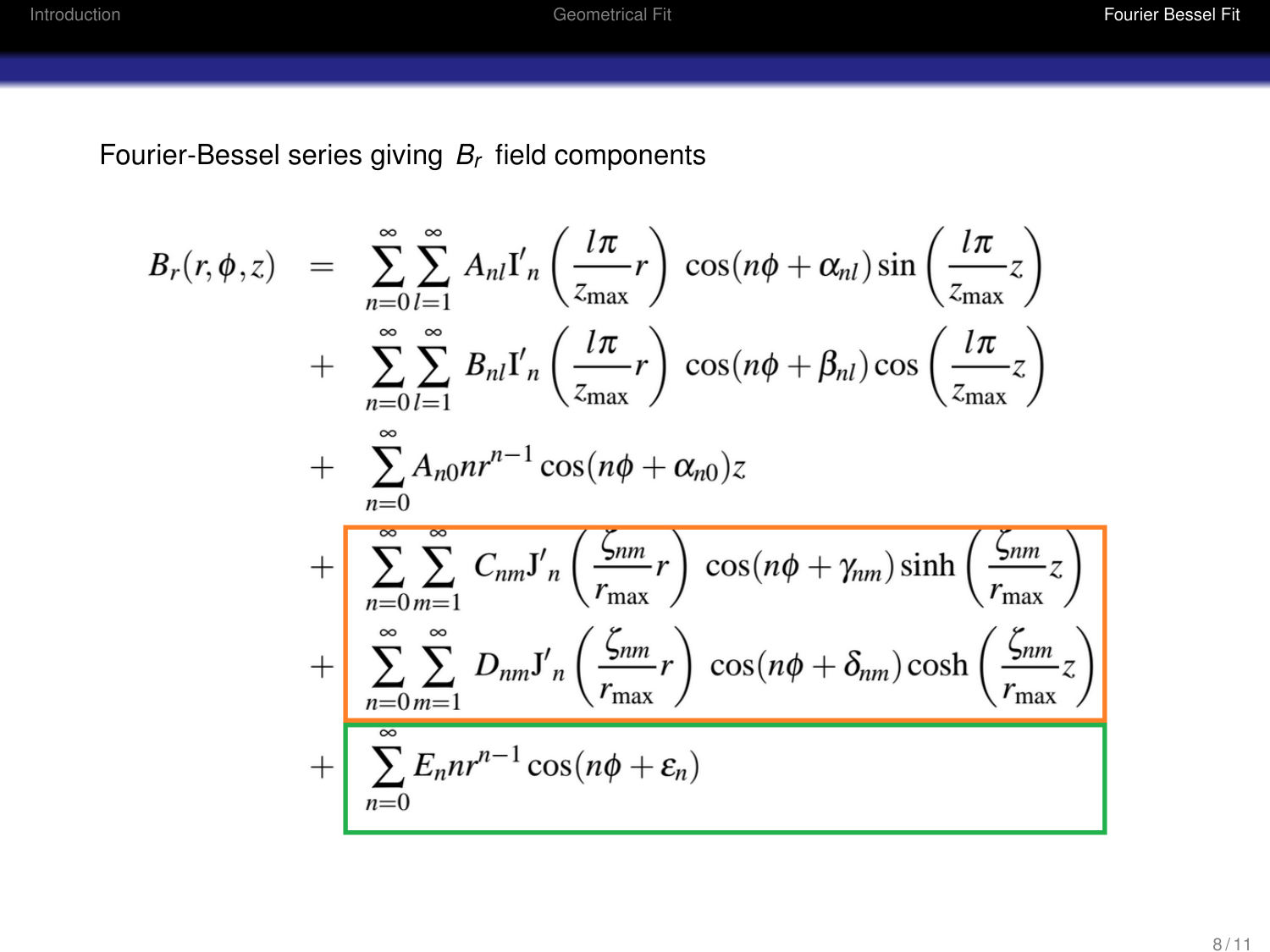Fourier-Bessel series giving $B_r$ field components

$$
\begin{aligned}
B_r(r,\phi,z) \;=\; & \sum_{n=0}^{\infty}\sum_{l=1}^{\infty} A_{nl}\mathrm{I'}_n\left(\frac{l\pi}{z_{\max}}r\right)\cos(n\phi+\alpha_{nl})\sin\left(\frac{l\pi}{z_{\max}}z\right) \\
+ & \sum_{n=0}^{\infty}\sum_{l=1}^{\infty} B_{nl}\mathrm{I'}_n\left(\frac{l\pi}{z_{\max}}r\right)\cos(n\phi+\beta_{nl})\cos\left(\frac{l\pi}{z_{\max}}z\right) \\
+ & \sum_{n=0}^{\infty} A_{n0}nr^{n-1}\cos(n\phi+\alpha_{n0})z \\
+ & \sum_{n=0}^{\infty}\sum_{m=1}^{\infty} C_{nm}\mathrm{J'}_n\left(\frac{\zeta_{nm}}{r_{\max}}r\right)\cos(n\phi+\gamma_{nm})\sinh\left(\frac{\zeta_{nm}}{r_{\max}}z\right) \\
+ & \sum_{n=0}^{\infty}\sum_{m=1}^{\infty} D_{nm}\mathrm{J'}_n\left(\frac{\zeta_{nm}}{r_{\max}}r\right)\cos(n\phi+\delta_{nm})\cosh\left(\frac{\zeta_{nm}}{r_{\max}}z\right) \\
+ & \sum_{n=0}^{\infty} E_n nr^{n-1}\cos(n\phi+\varepsilon_n)
\end{aligned}
$$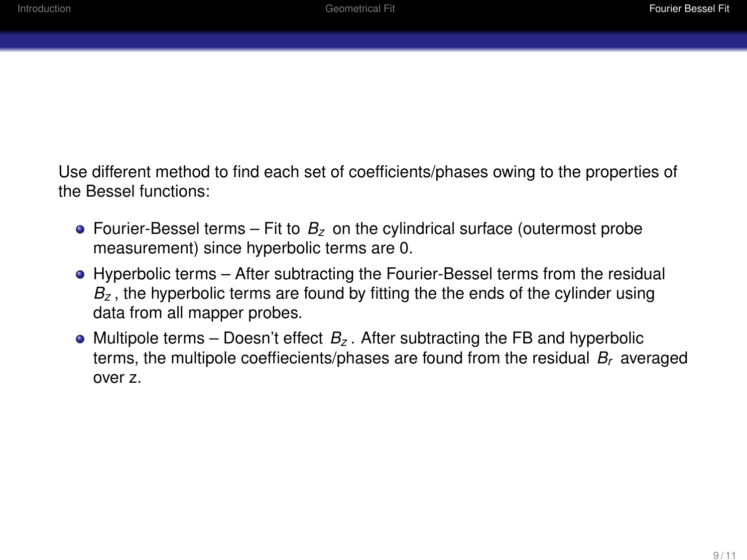Use different method to find each set of coefficients/phases owing to the properties of the Bessel functions:

- Fourier-Bessel terms – Fit to $B_z$ on the cylindrical surface (outermost probe measurement) since hyperbolic terms are 0.
- Hyperbolic terms – After subtracting the Fourier-Bessel terms from the residual $B_z$, the hyperbolic terms are found by fitting the the ends of the cylinder using data from all mapper probes.
- Multipole terms – Doesn't effect $B_z$. After subtracting the FB and hyperbolic terms, the multipole coeffiecients/phases are found from the residual $B_r$ averaged over z.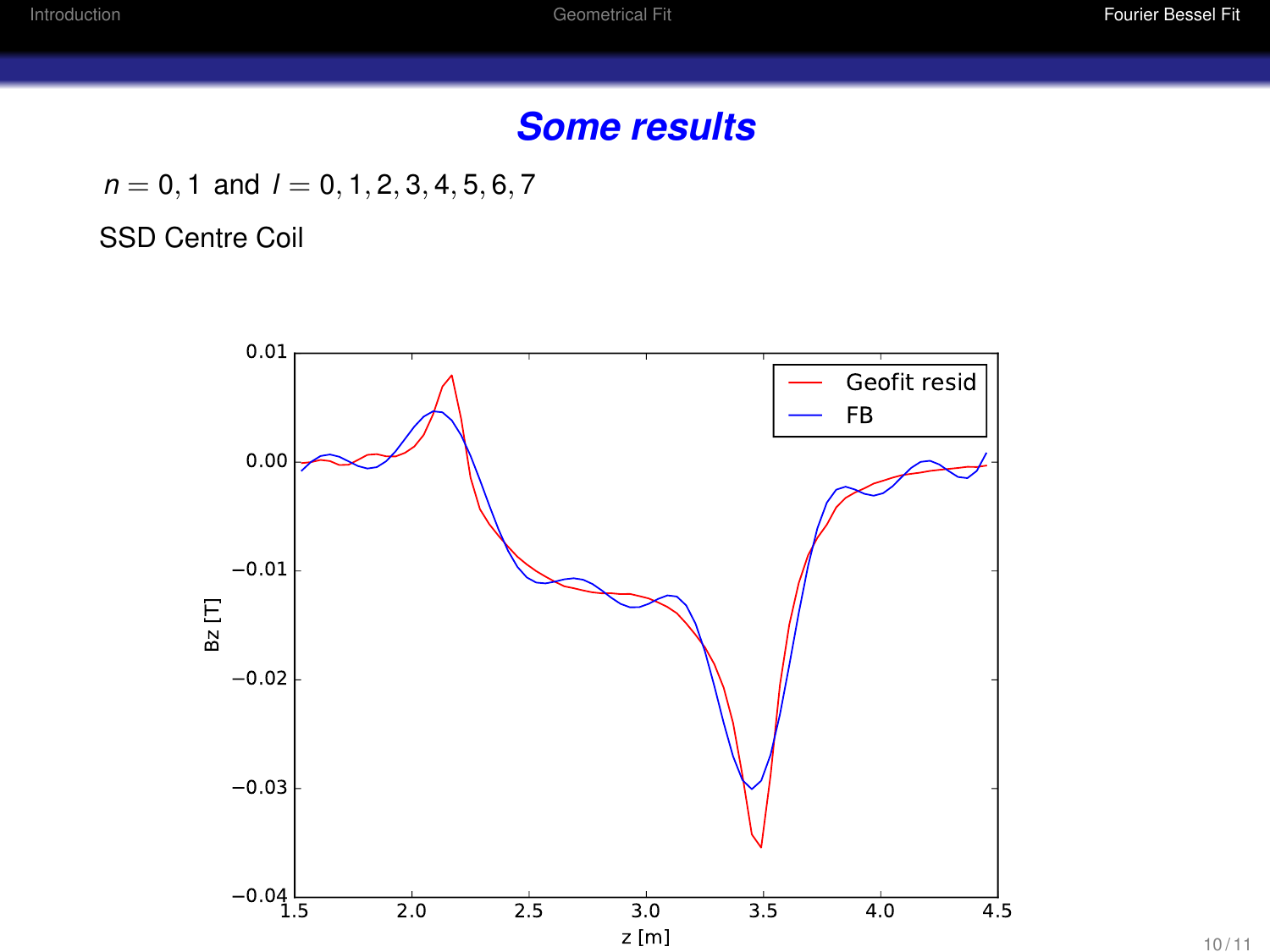# Some results

$n = 0, 1$ and $l = 0, 1, 2, 3, 4, 5, 6, 7$

SSD Centre Coil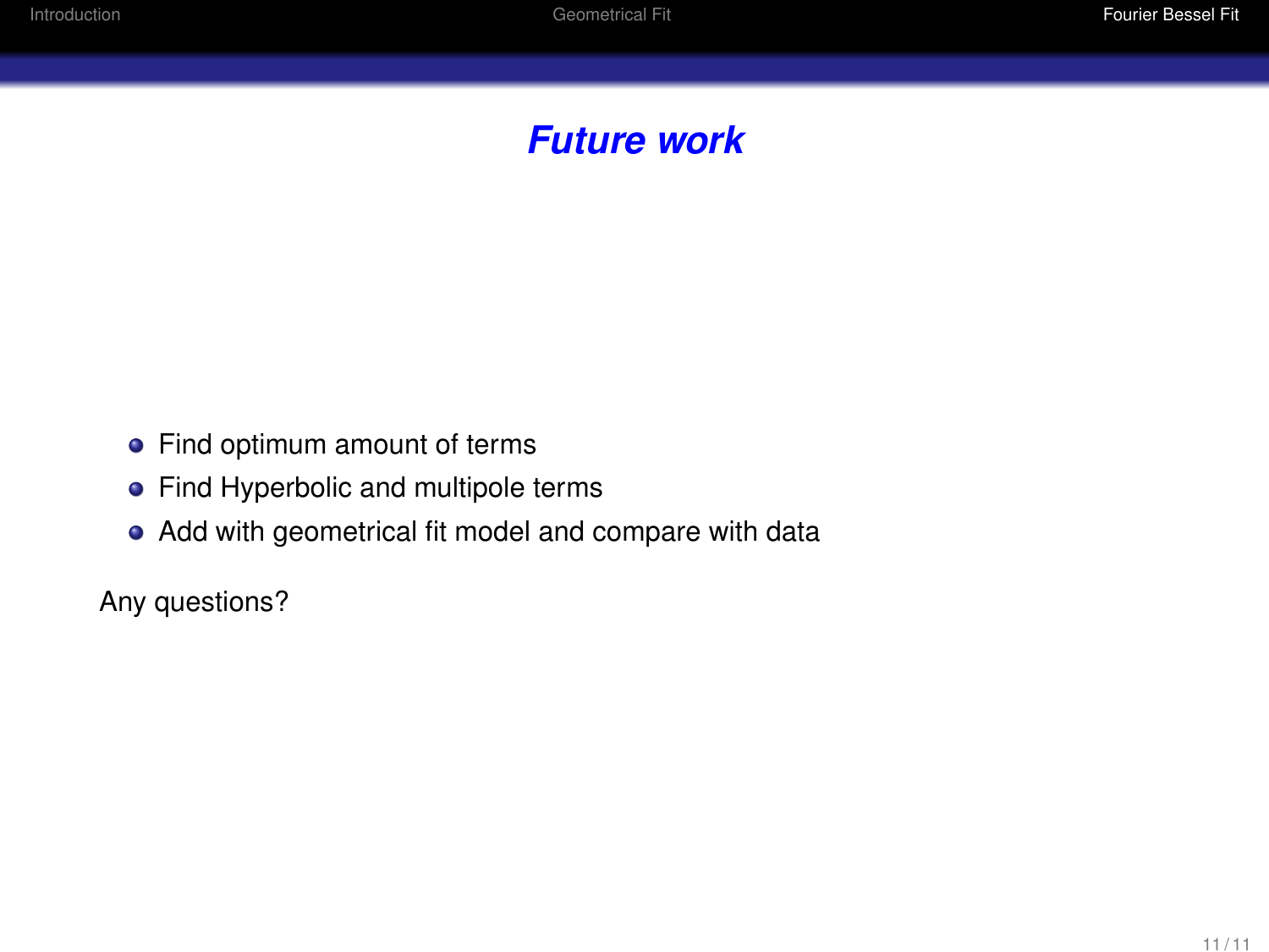# *Future work*

- Find optimum amount of terms
- Find Hyperbolic and multipole terms
- Add with geometrical fit model and compare with data

Any questions?